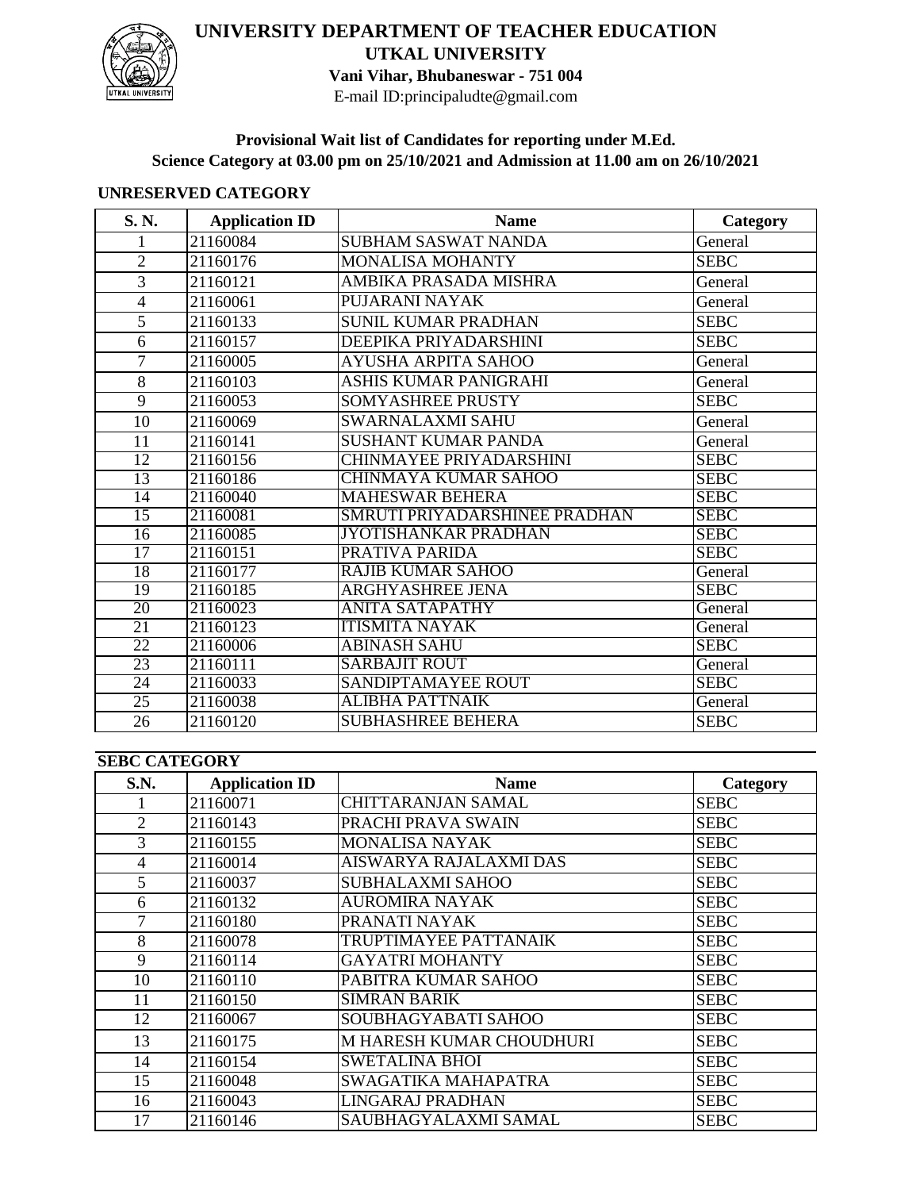# UNIVERSITY DEPARTMENT OF TEACHER EDUCATION

## UTKAL UNIVERSITY

**Vani Vihar, Bhubaneswar - 751 004**

E-mail ID:principaludte@gmail.com

**Provisional Wait list of Candidates for reporting under M.Ed.**
**Science Category at 03.00 pm on 25/10/2021 and Admission at 11.00 am on 26/10/2021**

### UNRESERVED CATEGORY

| S. N. | Application ID | Name | Category |
|---|---|---|---|
| 1 | 21160084 | SUBHAM SASWAT NANDA | General |
| 2 | 21160176 | MONALISA MOHANTY | SEBC |
| 3 | 21160121 | AMBIKA PRASADA MISHRA | General |
| 4 | 21160061 | PUJARANI NAYAK | General |
| 5 | 21160133 | SUNIL KUMAR PRADHAN | SEBC |
| 6 | 21160157 | DEEPIKA PRIYADARSHINI | SEBC |
| 7 | 21160005 | AYUSHA ARPITA SAHOO | General |
| 8 | 21160103 | ASHIS KUMAR PANIGRAHI | General |
| 9 | 21160053 | SOMYASHREE PRUSTY | SEBC |
| 10 | 21160069 | SWARNALAXMI SAHU | General |
| 11 | 21160141 | SUSHANT KUMAR PANDA | General |
| 12 | 21160156 | CHINMAYEE PRIYADARSHINI | SEBC |
| 13 | 21160186 | CHINMAYA KUMAR SAHOO | SEBC |
| 14 | 21160040 | MAHESWAR BEHERA | SEBC |
| 15 | 21160081 | SMRUTI PRIYADARSHINEE PRADHAN | SEBC |
| 16 | 21160085 | JYOTISHANKAR PRADHAN | SEBC |
| 17 | 21160151 | PRATIVA PARIDA | SEBC |
| 18 | 21160177 | RAJIB KUMAR SAHOO | General |
| 19 | 21160185 | ARGHYASHREE JENA | SEBC |
| 20 | 21160023 | ANITA SATAPATHY | General |
| 21 | 21160123 | ITISMITA NAYAK | General |
| 22 | 21160006 | ABINASH SAHU | SEBC |
| 23 | 21160111 | SARBAJIT ROUT | General |
| 24 | 21160033 | SANDIPTAMAYEE ROUT | SEBC |
| 25 | 21160038 | ALIBHA PATTNAIK | General |
| 26 | 21160120 | SUBHASHREE BEHERA | SEBC |

### SEBC CATEGORY

| S.N. | Application ID | Name | Category |
|---|---|---|---|
| 1 | 21160071 | CHITTARANJAN SAMAL | SEBC |
| 2 | 21160143 | PRACHI PRAVA SWAIN | SEBC |
| 3 | 21160155 | MONALISA NAYAK | SEBC |
| 4 | 21160014 | AISWARYA RAJALAXMI DAS | SEBC |
| 5 | 21160037 | SUBHALAXMI SAHOO | SEBC |
| 6 | 21160132 | AUROMIRA NAYAK | SEBC |
| 7 | 21160180 | PRANATI NAYAK | SEBC |
| 8 | 21160078 | TRUPTIMAYEE PATTANAIK | SEBC |
| 9 | 21160114 | GAYATRI MOHANTY | SEBC |
| 10 | 21160110 | PABITRA KUMAR SAHOO | SEBC |
| 11 | 21160150 | SIMRAN BARIK | SEBC |
| 12 | 21160067 | SOUBHAGYABATI SAHOO | SEBC |
| 13 | 21160175 | M HARESH KUMAR CHOUDHURI | SEBC |
| 14 | 21160154 | SWETALINA BHOI | SEBC |
| 15 | 21160048 | SWAGATIKA MAHAPATRA | SEBC |
| 16 | 21160043 | LINGARAJ PRADHAN | SEBC |
| 17 | 21160146 | SAUBHAGYALAXMI SAMAL | SEBC |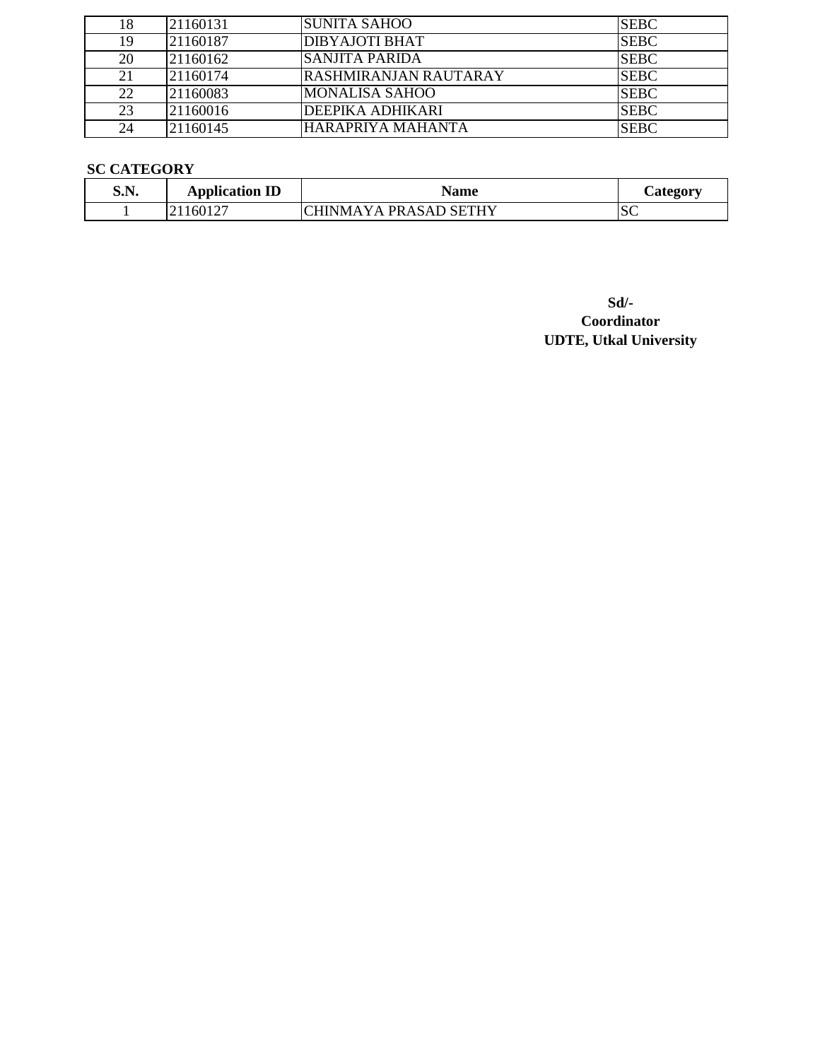| | | | |
|---|---|---|---|
| 18 | 21160131 | SUNITA SAHOO | SEBC |
| 19 | 21160187 | DIBYAJOTI BHAT | SEBC |
| 20 | 21160162 | SANJITA PARIDA | SEBC |
| 21 | 21160174 | RASHMIRANJAN RAUTARAY | SEBC |
| 22 | 21160083 | MONALISA SAHOO | SEBC |
| 23 | 21160016 | DEEPIKA ADHIKARI | SEBC |
| 24 | 21160145 | HARAPRIYA MAHANTA | SEBC |

**SC CATEGORY**

| S.N. | Application ID | Name | Category |
|---|---|---|---|
| 1 | 21160127 | CHINMAYA PRASAD SETHY | SC |

**Sd/-**
**Coordinator**
**UDTE, Utkal University**